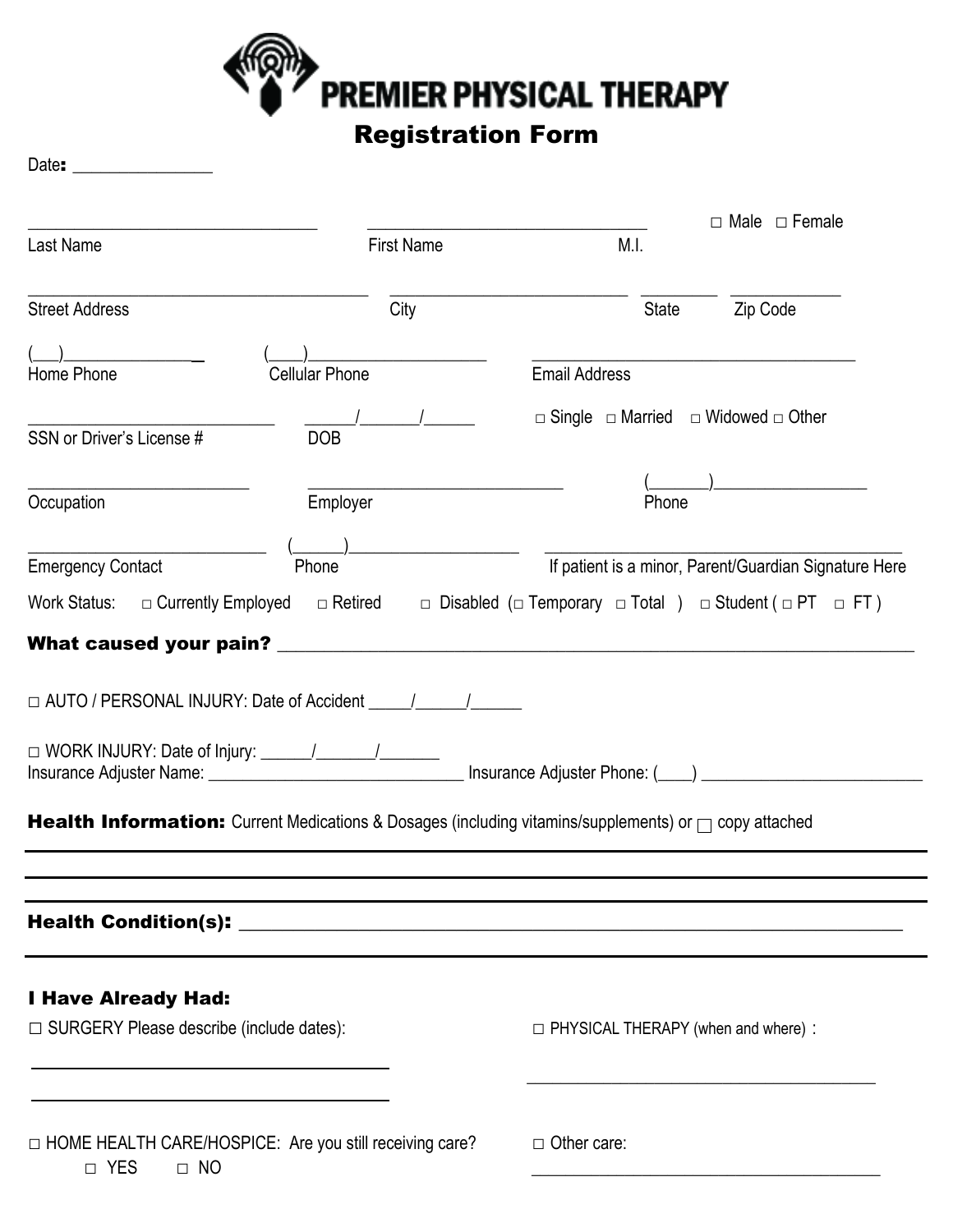# PREMIER PHYSICAL THERAPY

## Registration Form

Date: _______________

_________________________________ _________________________________ ☐ Male ☐ Female

Last Name First Name M.I.

_______________________________________ ___________________________ _________ ____________

Street Address City State Zip Code

(___)________________ (____)____________________ ____________________________________

Home Phone Cellular Phone Email Address

___________________________ ______/_______/______ ☐ Single ☐ Married ☐ Widowed ☐ Other

SSN or Driver's License # DOB

________________________ ____________________________ (_______)__________________

Occupation Employer Phone

___________________________ (______)____________________ _________________________________________

Emergency Contact Phone If patient is a minor, Parent/Guardian Signature Here

Work Status: ☐ Currently Employed ☐ Retired ☐ Disabled (☐ Temporary ☐ Total ) ☐ Student ( ☐ PT ☐ FT )

**What caused your pain?** ___________________________________________________________________

☐ AUTO / PERSONAL INJURY: Date of Accident _____/______/______

☐ WORK INJURY: Date of Injury: ______/_______/_______
Insurance Adjuster Name: _____________________________ Insurance Adjuster Phone: (____) _________________________

**Health Information:** Current Medications & Dosages (including vitamins/supplements) or ☐ copy attached

______________________________________________________________________________________

______________________________________________________________________________________

**Health Condition(s):** ___________________________________________________________________

______________________________________________________________________________________

**I Have Already Had:**

☐ SURGERY Please describe (include dates):

________________________________________

________________________________________

☐ PHYSICAL THERAPY (when and where) :

________________________________________

☐ HOME HEALTH CARE/HOSPICE: Are you still receiving care?
☐ YES ☐ NO

☐ Other care:

________________________________________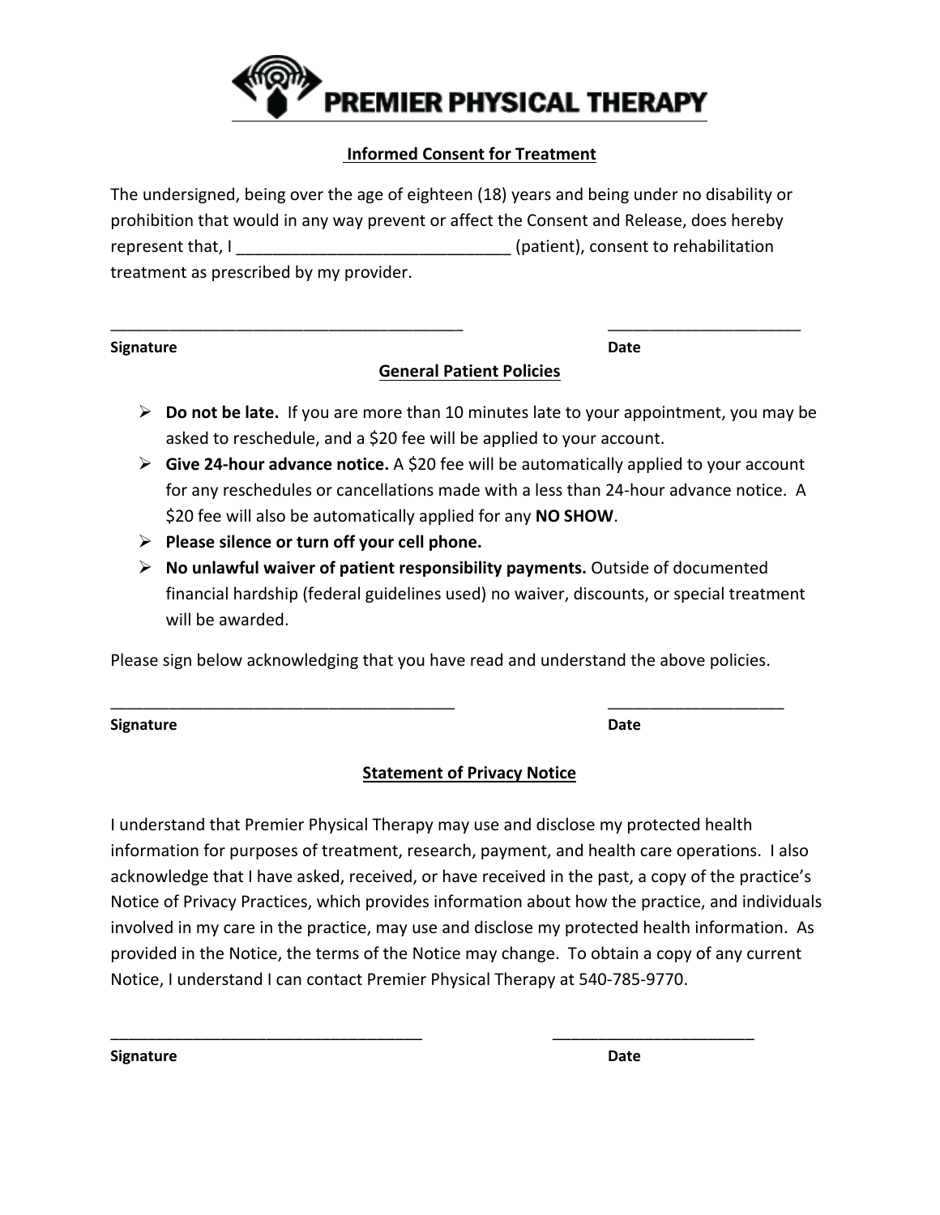# PREMIER PHYSICAL THERAPY

## Informed Consent for Treatment

The undersigned, being over the age of eighteen (18) years and being under no disability or prohibition that would in any way prevent or affect the Consent and Release, does hereby represent that, I ______________________________ (patient), consent to rehabilitation treatment as prescribed by my provider.

________________________________________ ______________________

**Signature** **Date**

## General Patient Policies

- **Do not be late.** If you are more than 10 minutes late to your appointment, you may be asked to reschedule, and a $20 fee will be applied to your account.
- **Give 24-hour advance notice.** A $20 fee will be automatically applied to your account for any reschedules or cancellations made with a less than 24-hour advance notice. A $20 fee will also be automatically applied for any **NO SHOW**.
- **Please silence or turn off your cell phone.**
- **No unlawful waiver of patient responsibility payments.** Outside of documented financial hardship (federal guidelines used) no waiver, discounts, or special treatment will be awarded.

Please sign below acknowledging that you have read and understand the above policies.

________________________________________ ____________________

**Signature** **Date**

## Statement of Privacy Notice

I understand that Premier Physical Therapy may use and disclose my protected health information for purposes of treatment, research, payment, and health care operations. I also acknowledge that I have asked, received, or have received in the past, a copy of the practice's Notice of Privacy Practices, which provides information about how the practice, and individuals involved in my care in the practice, may use and disclose my protected health information. As provided in the Notice, the terms of the Notice may change. To obtain a copy of any current Notice, I understand I can contact Premier Physical Therapy at 540-785-9770.

____________________________________ _______________________

**Signature** **Date**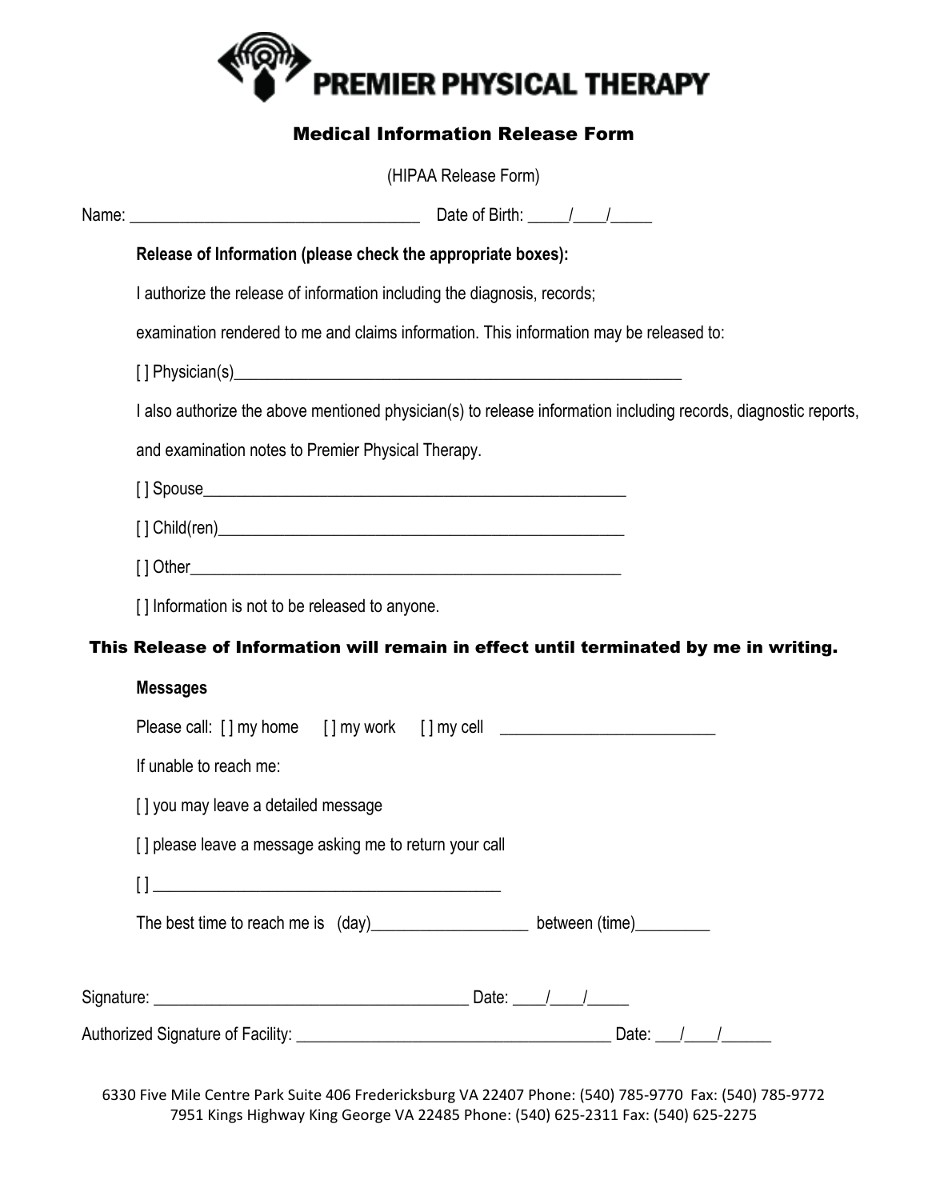# PREMIER PHYSICAL THERAPY

## Medical Information Release Form

(HIPAA Release Form)

Name: ___________________________________ Date of Birth: _____/____/_____

**Release of Information (please check the appropriate boxes):**

I authorize the release of information including the diagnosis, records;

examination rendered to me and claims information. This information may be released to:

[ ] Physician(s)_______________________________________________________

I also authorize the above mentioned physician(s) to release information including records, diagnostic reports, and examination notes to Premier Physical Therapy.

[ ] Spouse_________________________________________________

[ ] Child(ren)_______________________________________________

[ ] Other__________________________________________________

[ ] Information is not to be released to anyone.

**This Release of Information will remain in effect until terminated by me in writing.**

**Messages**

Please call: [ ] my home [ ] my work [ ] my cell _________________________

If unable to reach me:

[ ] you may leave a detailed message

[ ] please leave a message asking me to return your call

[ ] _________________________________________

The best time to reach me is (day)__________________ between (time)_________

Signature: ______________________________________ Date: ____/____/_____

Authorized Signature of Facility: _____________________________________ Date: ___/____/______

6330 Five Mile Centre Park Suite 406 Fredericksburg VA 22407 Phone: (540) 785-9770 Fax: (540) 785-9772
7951 Kings Highway King George VA 22485 Phone: (540) 625-2311 Fax: (540) 625-2275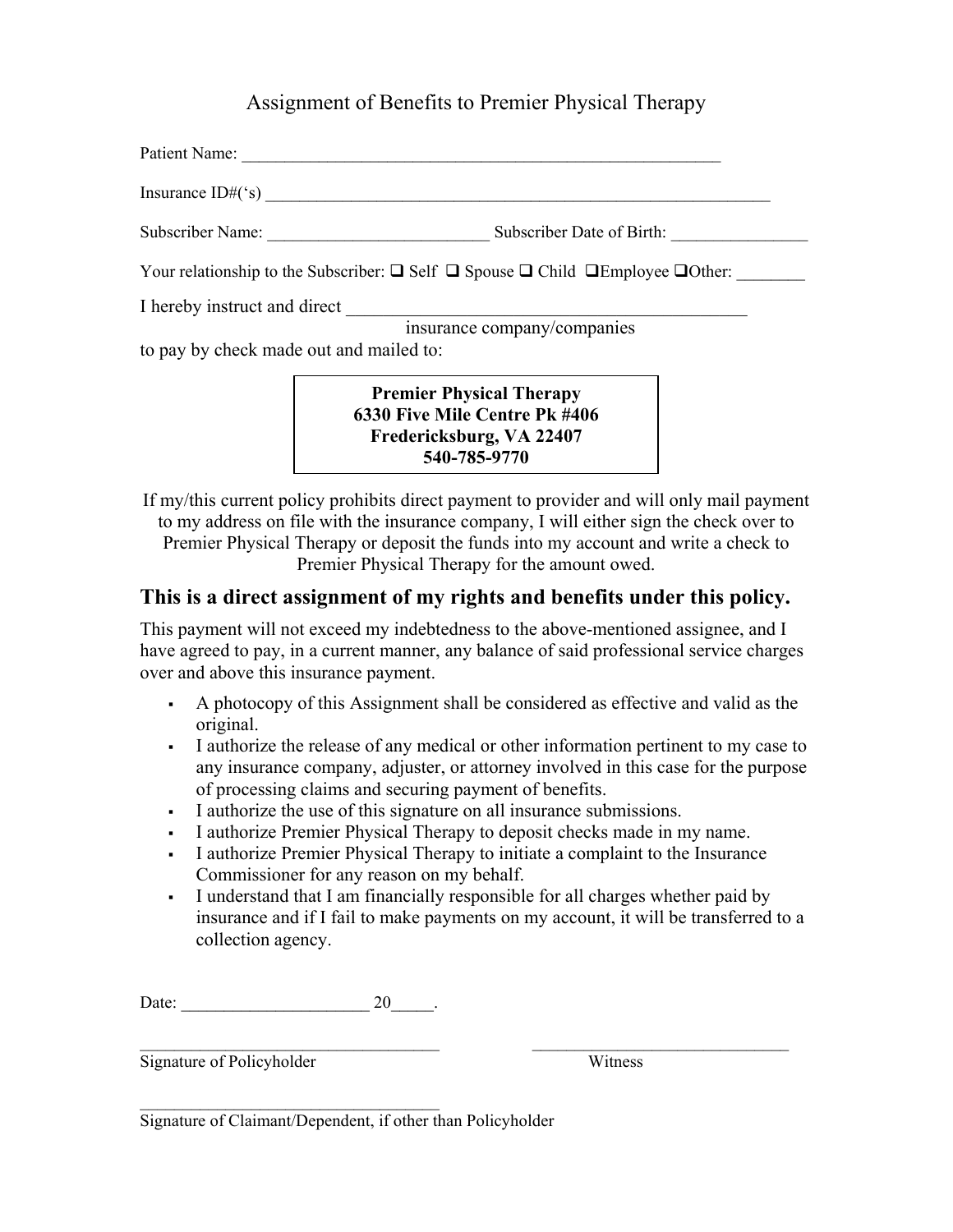# Assignment of Benefits to Premier Physical Therapy

Patient Name: ____________________________________________________________

Insurance ID#('s) ________________________________________________________________

Subscriber Name: ___________________________ Subscriber Date of Birth: ________________

Your relationship to the Subscriber: ❑ Self ❑ Spouse ❑ Child ❑Employee ❑Other: ________

I hereby instruct and direct ______________________________________________
insurance company/companies
to pay by check made out and mailed to:

**Premier Physical Therapy**
**6330 Five Mile Centre Pk #406**
**Fredericksburg, VA 22407**
**540-785-9770**

If my/this current policy prohibits direct payment to provider and will only mail payment to my address on file with the insurance company, I will either sign the check over to Premier Physical Therapy or deposit the funds into my account and write a check to Premier Physical Therapy for the amount owed.

## This is a direct assignment of my rights and benefits under this policy.

This payment will not exceed my indebtedness to the above-mentioned assignee, and I have agreed to pay, in a current manner, any balance of said professional service charges over and above this insurance payment.

- A photocopy of this Assignment shall be considered as effective and valid as the original.
- I authorize the release of any medical or other information pertinent to my case to any insurance company, adjuster, or attorney involved in this case for the purpose of processing claims and securing payment of benefits.
- I authorize the use of this signature on all insurance submissions.
- I authorize Premier Physical Therapy to deposit checks made in my name.
- I authorize Premier Physical Therapy to initiate a complaint to the Insurance Commissioner for any reason on my behalf.
- I understand that I am financially responsible for all charges whether paid by insurance and if I fail to make payments on my account, it will be transferred to a collection agency.

Date: ______________________ 20_____.

____________________________________ ______________________________
Signature of Policyholder Witness

____________________________________
Signature of Claimant/Dependent, if other than Policyholder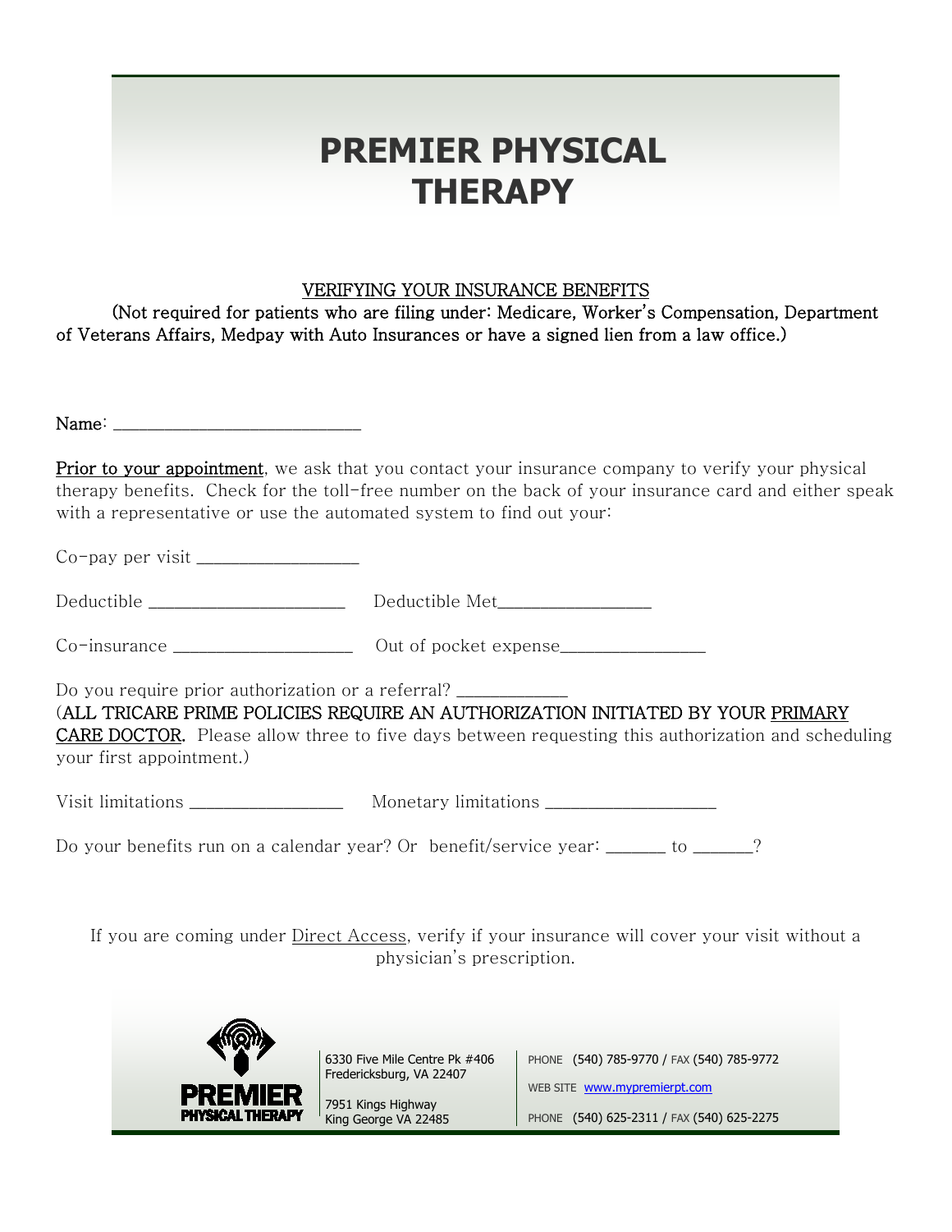# PREMIER PHYSICAL THERAPY

VERIFYING YOUR INSURANCE BENEFITS

**(Not required for patients who are filing under: Medicare, Worker's Compensation, Department of Veterans Affairs, Medpay with Auto Insurances or have a signed lien from a law office.)**

**Name:** ____________________________

**Prior to your appointment**, we ask that you contact your insurance company to verify your physical therapy benefits. Check for the toll-free number on the back of your insurance card and either speak with a representative or use the automated system to find out your:

Co-pay per visit __________________

Deductible ______________________ Deductible Met_________________

Co-insurance ____________________ Out of pocket expense________________

Do you require prior authorization or a referral? ____________

(**ALL TRICARE PRIME POLICIES REQUIRE AN AUTHORIZATION INITIATED BY YOUR PRIMARY CARE DOCTOR.** Please allow three to five days between requesting this authorization and scheduling your first appointment.)

Visit limitations _________________ Monetary limitations ___________________

Do your benefits run on a calendar year? Or benefit/service year: _______ to _______?

If you are coming under Direct Access, verify if your insurance will cover your visit without a physician's prescription.

PREMIER PHYSICAL THERAPY

6330 Five Mile Centre Pk #406
Fredericksburg, VA 22407

7951 Kings Highway
King George VA 22485

PHONE (540) 785-9770 / FAX (540) 785-9772

WEB SITE www.mypremierpt.com

PHONE (540) 625-2311 / FAX (540) 625-2275